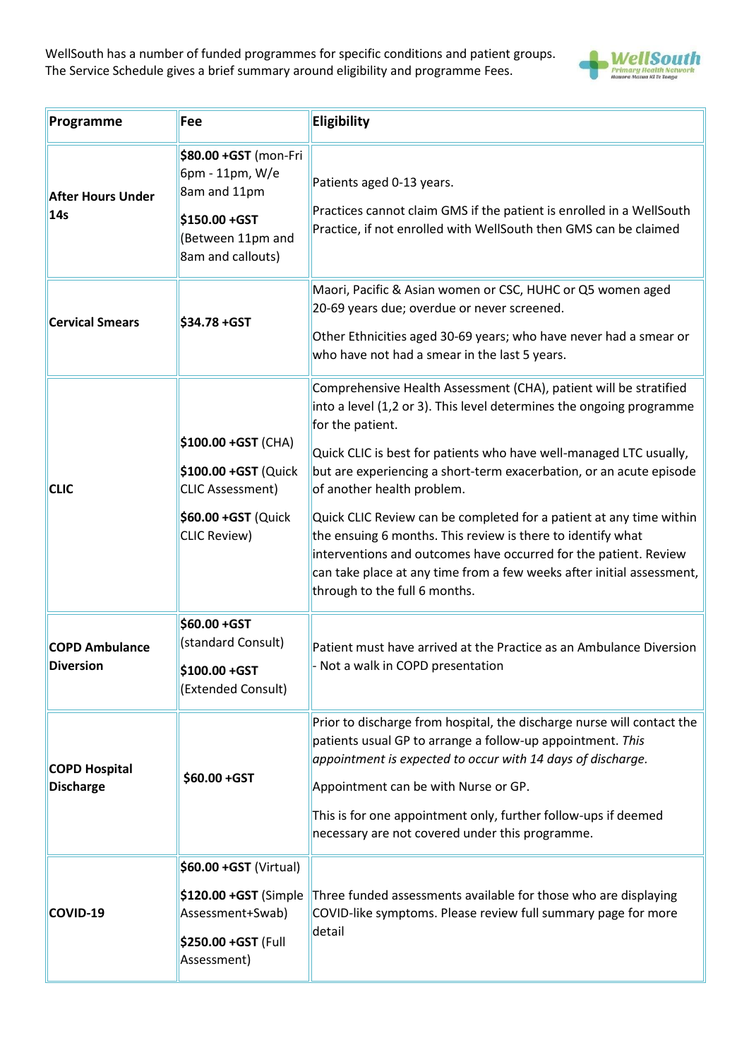WellSouth has a number of funded programmes for specific conditions and patient groups. The Service Schedule gives a brief summary around eligibility and programme Fees.

| Programme | Fee | Eligibility |
|---|---|---|
| **After Hours Under 14s** | **$80.00 +GST** (mon-Fri 6pm - 11pm, W/e 8am and 11pm<br>**$150.00 +GST** (Between 11pm and 8am and callouts) | Patients aged 0-13 years.<br>Practices cannot claim GMS if the patient is enrolled in a WellSouth Practice, if not enrolled with WellSouth then GMS can be claimed |
| **Cervical Smears** | **$34.78 +GST** | Maori, Pacific & Asian women or CSC, HUHC or Q5 women aged 20-69 years due; overdue or never screened.<br>Other Ethnicities aged 30-69 years; who have never had a smear or who have not had a smear in the last 5 years. |
| **CLIC** | **$100.00 +GST** (CHA)<br>**$100.00 +GST** (Quick CLIC Assessment)<br>**$60.00 +GST** (Quick CLIC Review) | Comprehensive Health Assessment (CHA), patient will be stratified into a level (1,2 or 3). This level determines the ongoing programme for the patient.<br>Quick CLIC is best for patients who have well-managed LTC usually, but are experiencing a short-term exacerbation, or an acute episode of another health problem.<br>Quick CLIC Review can be completed for a patient at any time within the ensuing 6 months. This review is there to identify what interventions and outcomes have occurred for the patient. Review can take place at any time from a few weeks after initial assessment, through to the full 6 months. |
| **COPD Ambulance Diversion** | **$60.00 +GST** (standard Consult)<br>**$100.00 +GST** (Extended Consult) | Patient must have arrived at the Practice as an Ambulance Diversion - Not a walk in COPD presentation |
| **COPD Hospital Discharge** | **$60.00 +GST** | Prior to discharge from hospital, the discharge nurse will contact the patients usual GP to arrange a follow-up appointment. *This appointment is expected to occur with 14 days of discharge.*<br>Appointment can be with Nurse or GP.<br>This is for one appointment only, further follow-ups if deemed necessary are not covered under this programme. |
| **COVID-19** | **$60.00 +GST** (Virtual)<br>**$120.00 +GST** (Simple Assessment+Swab)<br>**$250.00 +GST** (Full Assessment) | Three funded assessments available for those who are displaying COVID-like symptoms. Please review full summary page for more detail |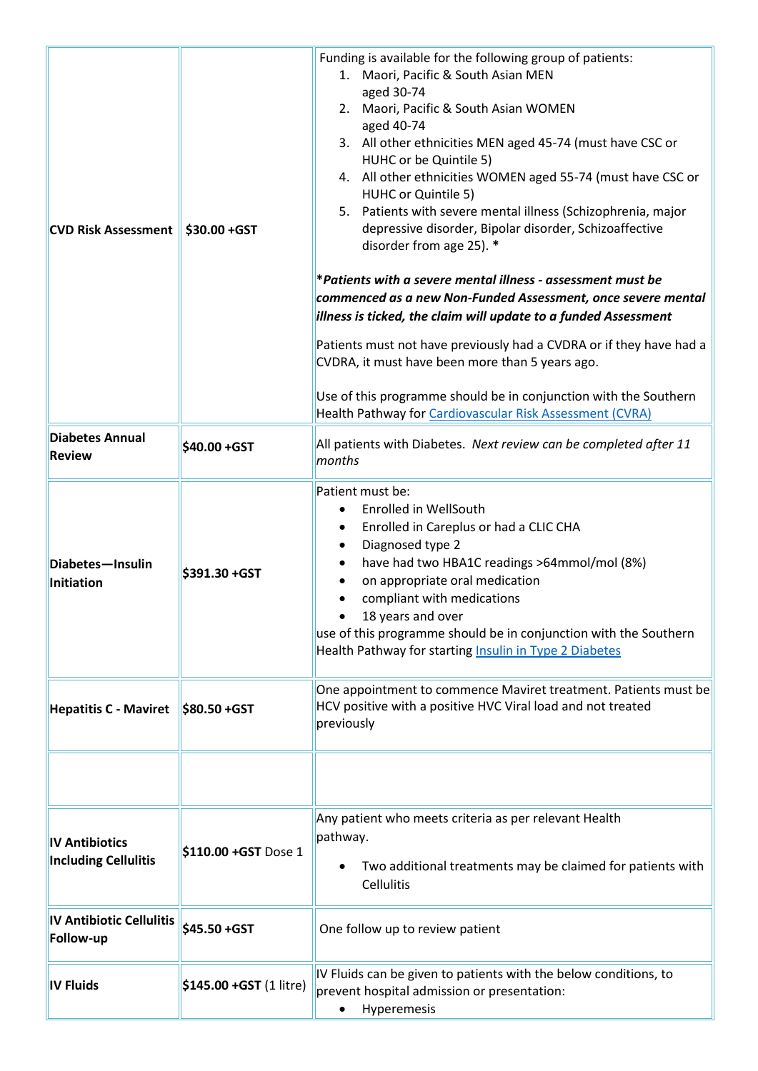| | | |
|---|---|---|
| **CVD Risk Assessment** | **$30.00 +GST** | Funding is available for the following group of patients:<br>1. Maori, Pacific & South Asian MEN aged 30-74<br>2. Maori, Pacific & South Asian WOMEN aged 40-74<br>3. All other ethnicities MEN aged 45-74 (must have CSC or HUHC or be Quintile 5)<br>4. All other ethnicities WOMEN aged 55-74 (must have CSC or HUHC or Quintile 5)<br>5. Patients with severe mental illness (Schizophrenia, major depressive disorder, Bipolar disorder, Schizoaffective disorder from age 25). *<br><br>***Patients with a severe mental illness - assessment must be commenced as a new Non-Funded Assessment, once severe mental illness is ticked, the claim will update to a funded Assessment***<br><br>Patients must not have previously had a CVDRA or if they have had a CVDRA, it must have been more than 5 years ago.<br><br>Use of this programme should be in conjunction with the Southern Health Pathway for Cardiovascular Risk Assessment (CVRA) |
| **Diabetes Annual Review** | **$40.00 +GST** | All patients with Diabetes. *Next review can be completed after 11 months* |
| **Diabetes—Insulin Initiation** | **$391.30 +GST** | Patient must be:<br>• Enrolled in WellSouth<br>• Enrolled in Careplus or had a CLIC CHA<br>• Diagnosed type 2<br>• have had two HBA1C readings >64mmol/mol (8%)<br>• on appropriate oral medication<br>• compliant with medications<br>• 18 years and over<br>use of this programme should be in conjunction with the Southern Health Pathway for starting Insulin in Type 2 Diabetes |
| **Hepatitis C - Maviret** | **$80.50 +GST** | One appointment to commence Maviret treatment. Patients must be HCV positive with a positive HVC Viral load and not treated previously |
| | | |
| **IV Antibiotics Including Cellulitis** | **$110.00 +GST** Dose 1 | Any patient who meets criteria as per relevant Health pathway.<br>• Two additional treatments may be claimed for patients with Cellulitis |
| **IV Antibiotic Cellulitis Follow-up** | **$45.50 +GST** | One follow up to review patient |
| **IV Fluids** | **$145.00 +GST** (1 litre) | IV Fluids can be given to patients with the below conditions, to prevent hospital admission or presentation:<br>• Hyperemesis |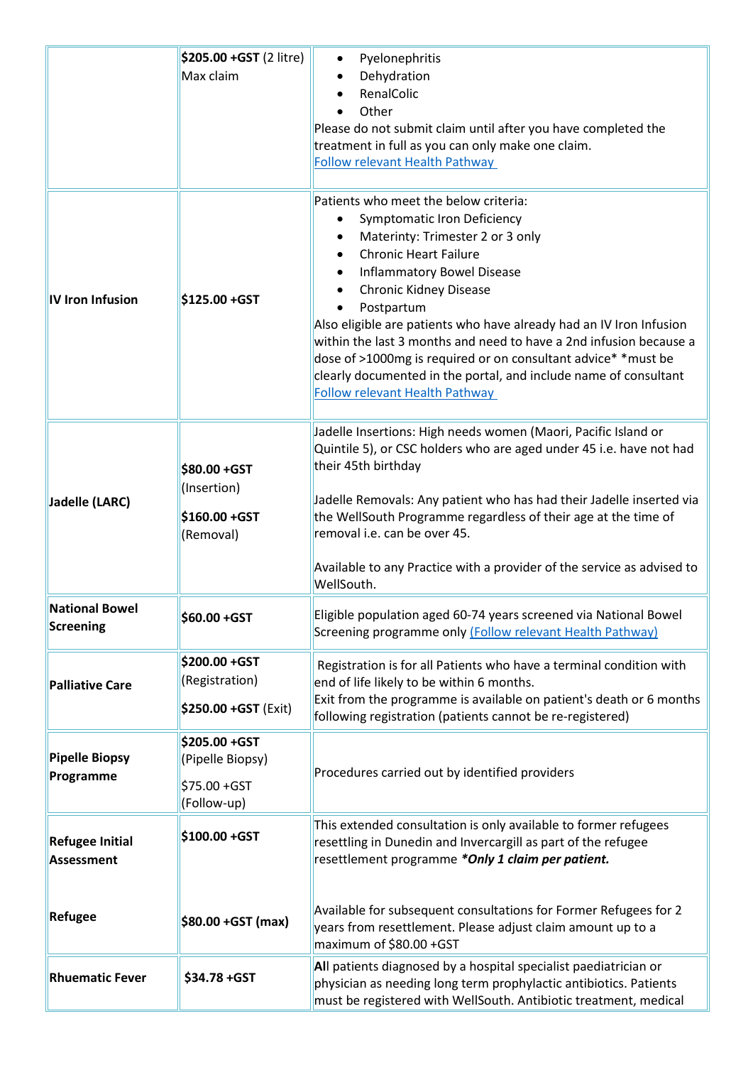|  |  |  |
|---|---|---|
|  | **$205.00 +GST** (2 litre) Max claim | • Pyelonephritis<br>• Dehydration<br>• RenalColic<br>• Other<br>Please do not submit claim until after you have completed the treatment in full as you can only make one claim.<br>Follow relevant Health Pathway |
| **IV Iron Infusion** | **$125.00 +GST** | Patients who meet the below criteria:<br>• Symptomatic Iron Deficiency<br>• Materinty: Trimester 2 or 3 only<br>• Chronic Heart Failure<br>• Inflammatory Bowel Disease<br>• Chronic Kidney Disease<br>• Postpartum<br>Also eligible are patients who have already had an IV Iron Infusion within the last 3 months and need to have a 2nd infusion because a dose of >1000mg is required or on consultant advice* *must be clearly documented in the portal, and include name of consultant<br>Follow relevant Health Pathway |
| **Jadelle (LARC)** | **$80.00 +GST** (Insertion)<br>**$160.00 +GST** (Removal) | Jadelle Insertions: High needs women (Maori, Pacific Island or Quintile 5), or CSC holders who are aged under 45 i.e. have not had their 45th birthday<br><br>Jadelle Removals: Any patient who has had their Jadelle inserted via the WellSouth Programme regardless of their age at the time of removal i.e. can be over 45.<br><br>Available to any Practice with a provider of the service as advised to WellSouth. |
| **National Bowel Screening** | **$60.00 +GST** | Eligible population aged 60-74 years screened via National Bowel Screening programme only (Follow relevant Health Pathway) |
| **Palliative Care** | **$200.00 +GST** (Registration)<br>**$250.00 +GST** (Exit) | Registration is for all Patients who have a terminal condition with end of life likely to be within 6 months.<br>Exit from the programme is available on patient's death or 6 months following registration (patients cannot be re-registered) |
| **Pipelle Biopsy Programme** | **$205.00 +GST** (Pipelle Biopsy)<br>$75.00 +GST (Follow-up) | Procedures carried out by identified providers |
| **Refugee Initial Assessment** | **$100.00 +GST** | This extended consultation is only available to former refugees resettling in Dunedin and Invercargill as part of the refugee resettlement programme ***Only 1 claim per patient.*** |
| **Refugee** | **$80.00 +GST (max)** | Available for subsequent consultations for Former Refugees for 2 years from resettlement. Please adjust claim amount up to a maximum of $80.00 +GST |
| **Rhuematic Fever** | **$34.78 +GST** | **Al**l patients diagnosed by a hospital specialist paediatrician or physician as needing long term prophylactic antibiotics. Patients must be registered with WellSouth. Antibiotic treatment, medical |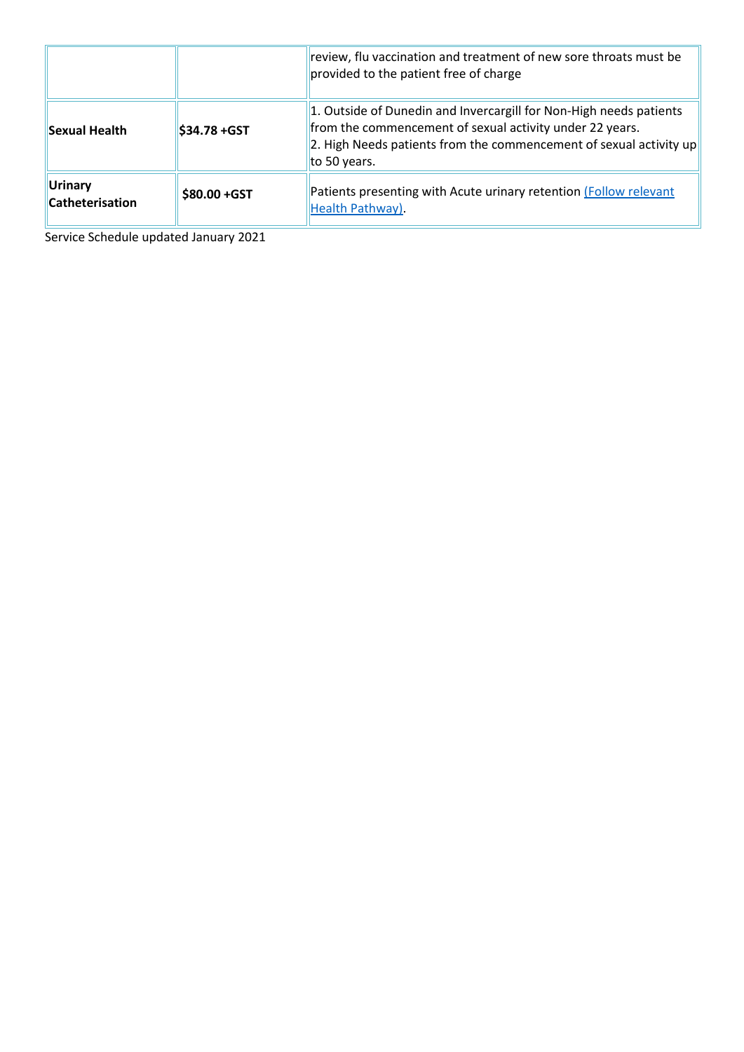| | | |
|---|---|---|
| | | review, flu vaccination and treatment of new sore throats must be provided to the patient free of charge |
| **Sexual Health** | **$34.78 +GST** | 1. Outside of Dunedin and Invercargill for Non-High needs patients from the commencement of sexual activity under 22 years.<br>2. High Needs patients from the commencement of sexual activity up to 50 years. |
| **Urinary Catheterisation** | **$80.00 +GST** | Patients presenting with Acute urinary retention (Follow relevant Health Pathway). |

Service Schedule updated January 2021